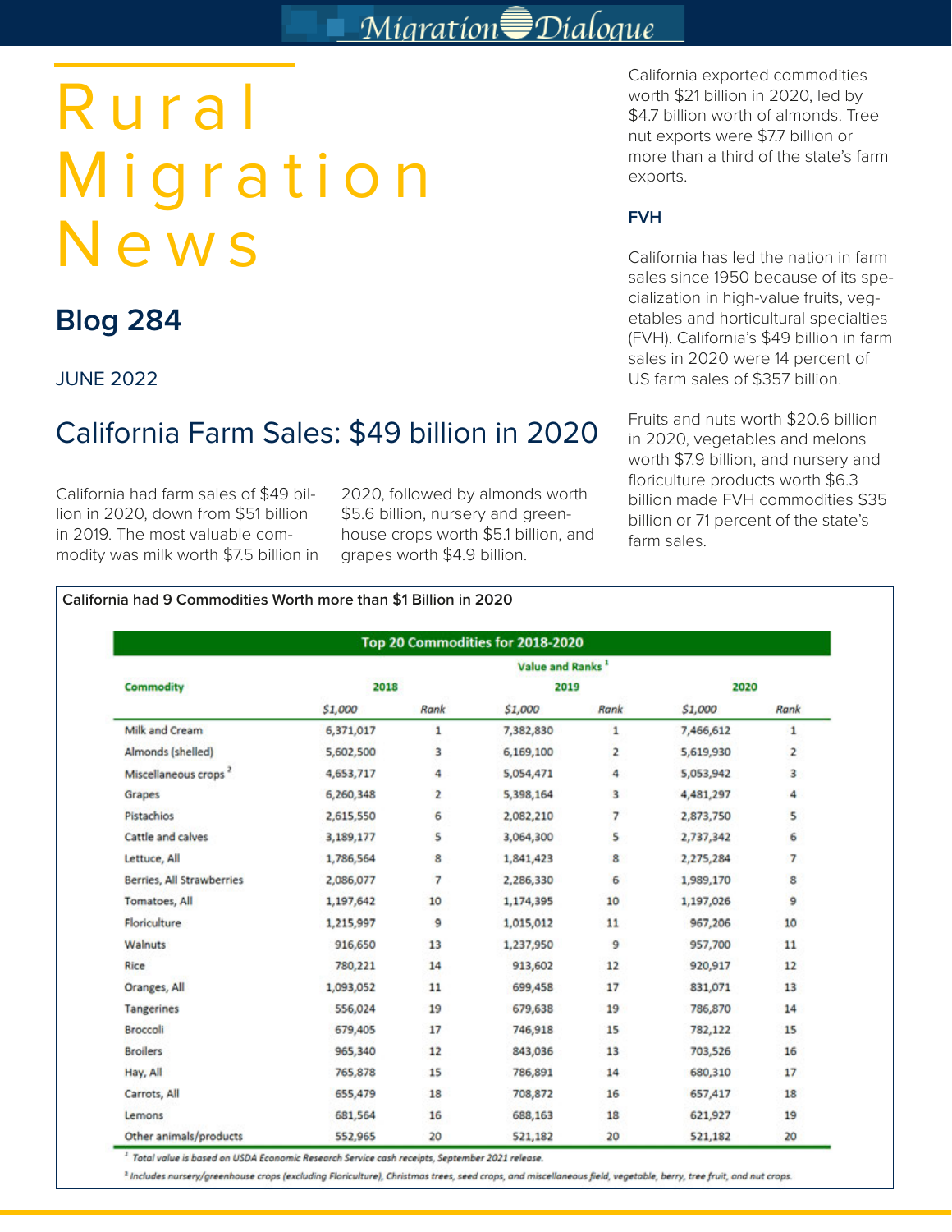# Rural Migration News

## Blog 284

JUNE 2022

## California Farm Sales: $49 billion in 2020

California had farm sales of $49 billion in 2020, down from $51 billion in 2019. The most valuable commodity was milk worth $7.5 billion in 2020, followed by almonds worth $5.6 billion, nursery and greenhouse crops worth $5.1 billion, and grapes worth $4.9 billion.

California exported commodities worth $21 billion in 2020, led by $4.7 billion worth of almonds. Tree nut exports were $7.7 billion or more than a third of the state's farm exports.

### FVH

California has led the nation in farm sales since 1950 because of its specialization in high-value fruits, vegetables and horticultural specialties (FVH). California's $49 billion in farm sales in 2020 were 14 percent of US farm sales of $357 billion.

Fruits and nuts worth $20.6 billion in 2020, vegetables and melons worth $7.9 billion, and nursery and floriculture products worth $6.3 billion made FVH commodities $35 billion or 71 percent of the state's farm sales.

**California had 9 Commodities Worth more than $1 Billion in 2020**

**Top 20 Commodities for 2018-2020**

| Commodity | 2018 | | 2019 | | 2020 | |
|---|---|---|---|---|---|---|
| | *$1,000* | *Rank* | *$1,000* | *Rank* | *$1,000* | *Rank* |
| Milk and Cream | 6,371,017 | 1 | 7,382,830 | 1 | 7,466,612 | 1 |
| Almonds (shelled) | 5,602,500 | 3 | 6,169,100 | 2 | 5,619,930 | 2 |
| Miscellaneous crops [2] | 4,653,717 | 4 | 5,054,471 | 4 | 5,053,942 | 3 |
| Grapes | 6,260,348 | 2 | 5,398,164 | 3 | 4,481,297 | 4 |
| Pistachios | 2,615,550 | 6 | 2,082,210 | 7 | 2,873,750 | 5 |
| Cattle and calves | 3,189,177 | 5 | 3,064,300 | 5 | 2,737,342 | 6 |
| Lettuce, All | 1,786,564 | 8 | 1,841,423 | 8 | 2,275,284 | 7 |
| Berries, All Strawberries | 2,086,077 | 7 | 2,286,330 | 6 | 1,989,170 | 8 |
| Tomatoes, All | 1,197,642 | 10 | 1,174,395 | 10 | 1,197,026 | 9 |
| Floriculture | 1,215,997 | 9 | 1,015,012 | 11 | 967,206 | 10 |
| Walnuts | 916,650 | 13 | 1,237,950 | 9 | 957,700 | 11 |
| Rice | 780,221 | 14 | 913,602 | 12 | 920,917 | 12 |
| Oranges, All | 1,093,052 | 11 | 699,458 | 17 | 831,071 | 13 |
| Tangerines | 556,024 | 19 | 679,638 | 19 | 786,870 | 14 |
| Broccoli | 679,405 | 17 | 746,918 | 15 | 782,122 | 15 |
| Broilers | 965,340 | 12 | 843,036 | 13 | 703,526 | 16 |
| Hay, All | 765,878 | 15 | 786,891 | 14 | 680,310 | 17 |
| Carrots, All | 655,479 | 18 | 708,872 | 16 | 657,417 | 18 |
| Lemons | 681,564 | 16 | 688,163 | 18 | 621,927 | 19 |
| Other animals/products | 552,965 | 20 | 521,182 | 20 | 521,182 | 20 |

*Value and Ranks [1]*

[1] *Total value is based on USDA Economic Research Service cash receipts, September 2021 release.*

[2] *Includes nursery/greenhouse crops (excluding Floriculture), Christmas trees, seed crops, and miscellaneous field, vegetable, berry, tree fruit, and nut crops.*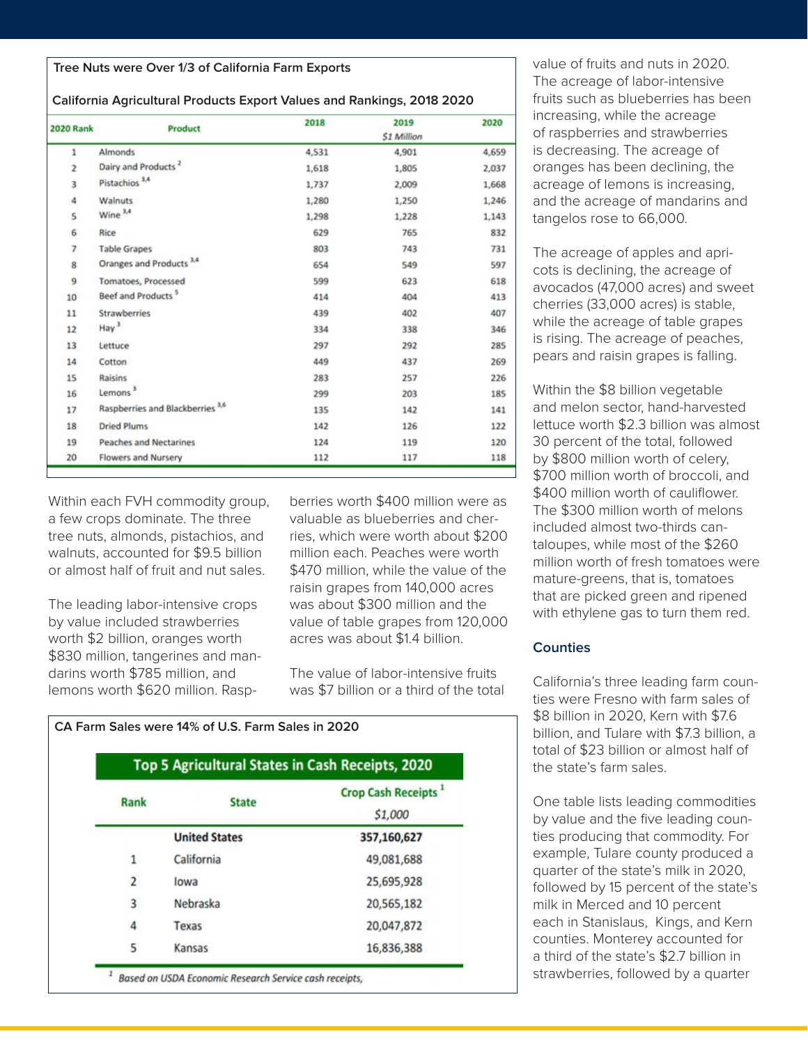Tree Nuts were Over 1/3 of California Farm Exports

California Agricultural Products Export Values and Rankings, 2018 2020

| 2020 Rank | Product | 2018 | 2019 | 2020 |
|---|---|---|---|---|
| | | | *$1 Million* | |
| 1 | Almonds | 4,531 | 4,901 | 4,659 |
| 2 | Dairy and Products [2] | 1,618 | 1,805 | 2,037 |
| 3 | Pistachios [3,4] | 1,737 | 2,009 | 1,668 |
| 4 | Walnuts | 1,280 | 1,250 | 1,246 |
| 5 | Wine [3,4] | 1,298 | 1,228 | 1,143 |
| 6 | Rice | 629 | 765 | 832 |
| 7 | Table Grapes | 803 | 743 | 731 |
| 8 | Oranges and Products [3,4] | 654 | 549 | 597 |
| 9 | Tomatoes, Processed | 599 | 623 | 618 |
| 10 | Beef and Products [5] | 414 | 404 | 413 |
| 11 | Strawberries | 439 | 402 | 407 |
| 12 | Hay [3] | 334 | 338 | 346 |
| 13 | Lettuce | 297 | 292 | 285 |
| 14 | Cotton | 449 | 437 | 269 |
| 15 | Raisins | 283 | 257 | 226 |
| 16 | Lemons [3] | 299 | 203 | 185 |
| 17 | Raspberries and Blackberries [3,6] | 135 | 142 | 141 |
| 18 | Dried Plums | 142 | 126 | 122 |
| 19 | Peaches and Nectarines | 124 | 119 | 120 |
| 20 | Flowers and Nursery | 112 | 117 | 118 |

Within each FVH commodity group, a few crops dominate. The three tree nuts, almonds, pistachios, and walnuts, accounted for $9.5 billion or almost half of fruit and nut sales.

The leading labor-intensive crops by value included strawberries worth $2 billion, oranges worth $830 million, tangerines and mandarins worth $785 million, and lemons worth $620 million. Raspberries worth $400 million were as valuable as blueberries and cherries, which were worth about $200 million each. Peaches were worth $470 million, while the value of the raisin grapes from 140,000 acres was about $300 million and the value of table grapes from 120,000 acres was about $1.4 billion.

The value of labor-intensive fruits was $7 billion or a third of the total value of fruits and nuts in 2020. The acreage of labor-intensive fruits such as blueberries has been increasing, while the acreage of raspberries and strawberries is decreasing. The acreage of oranges has been declining, the acreage of lemons is increasing, and the acreage of mandarins and tangelos rose to 66,000.

The acreage of apples and apricots is declining, the acreage of avocados (47,000 acres) and sweet cherries (33,000 acres) is stable, while the acreage of table grapes is rising. The acreage of peaches, pears and raisin grapes is falling.

Within the $8 billion vegetable and melon sector, hand-harvested lettuce worth $2.3 billion was almost 30 percent of the total, followed by $800 million worth of celery, $700 million worth of broccoli, and $400 million worth of cauliflower. The $300 million worth of melons included almost two-thirds cantaloupes, while most of the $260 million worth of fresh tomatoes were mature-greens, that is, tomatoes that are picked green and ripened with ethylene gas to turn them red.

CA Farm Sales were 14% of U.S. Farm Sales in 2020

**Top 5 Agricultural States in Cash Receipts, 2020**

| Rank | State | Crop Cash Receipts [1] |
|---|---|---|
| | | *$1,000* |
| | **United States** | **357,160,627** |
| 1 | California | 49,081,688 |
| 2 | Iowa | 25,695,928 |
| 3 | Nebraska | 20,565,182 |
| 4 | Texas | 20,047,872 |
| 5 | Kansas | 16,836,388 |

[1] *Based on USDA Economic Research Service cash receipts,*

## Counties

California's three leading farm counties were Fresno with farm sales of $8 billion in 2020, Kern with $7.6 billion, and Tulare with $7.3 billion, a total of $23 billion or almost half of the state's farm sales.

One table lists leading commodities by value and the five leading counties producing that commodity. For example, Tulare county produced a quarter of the state's milk in 2020, followed by 15 percent of the state's milk in Merced and 10 percent each in Stanislaus, Kings, and Kern counties. Monterey accounted for a third of the state's $2.7 billion in strawberries, followed by a quarter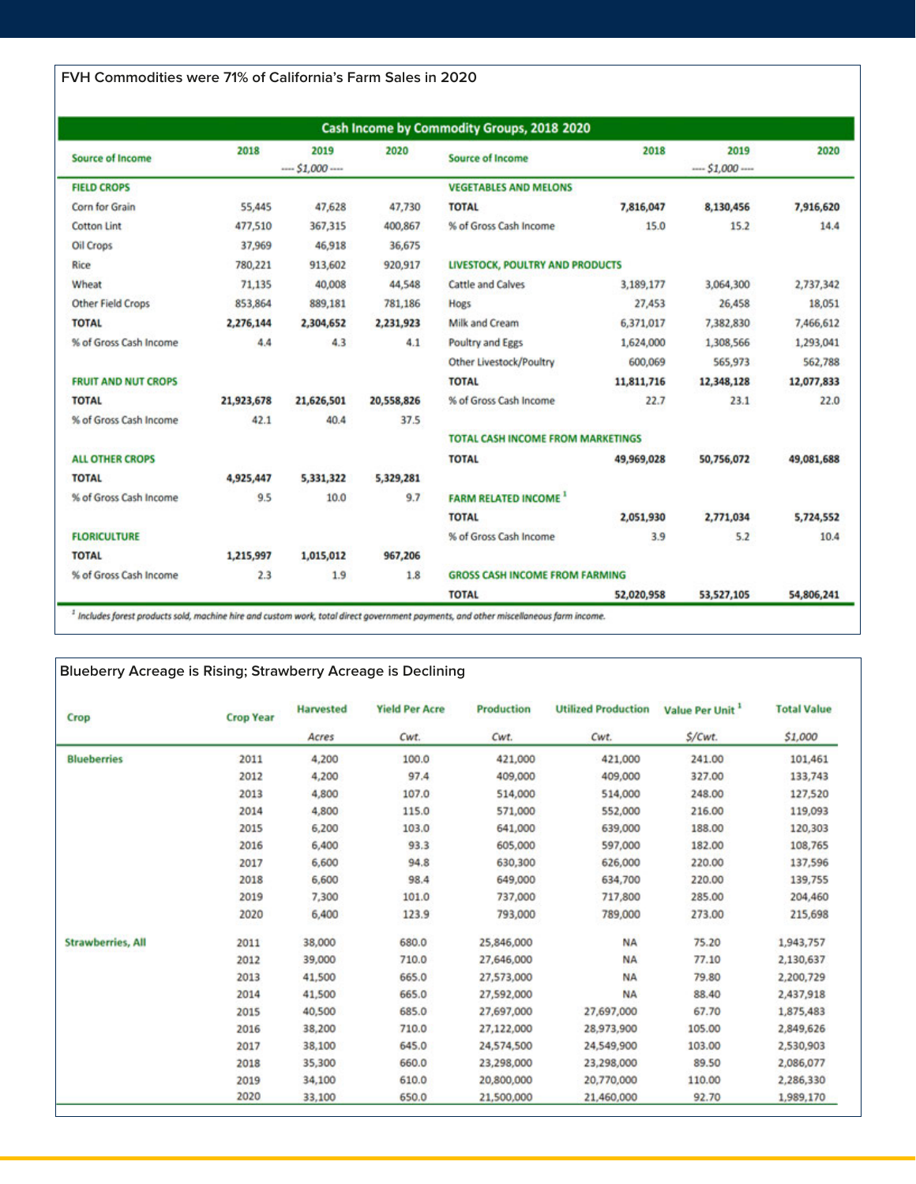FVH Commodities were 71% of California's Farm Sales in 2020

**Cash Income by Commodity Groups, 2018 2020**

| Source of Income | 2018 | 2019 | 2020 |
|---|---|---|---|
| | | ---- $1,000 ---- | |
| **FIELD CROPS** | | | |
| Corn for Grain | 55,445 | 47,628 | 47,730 |
| Cotton Lint | 477,510 | 367,315 | 400,867 |
| Oil Crops | 37,969 | 46,918 | 36,675 |
| Rice | 780,221 | 913,602 | 920,917 |
| Wheat | 71,135 | 40,008 | 44,548 |
| Other Field Crops | 853,864 | 889,181 | 781,186 |
| **TOTAL** | **2,276,144** | **2,304,652** | **2,231,923** |
| % of Gross Cash Income | 4.4 | 4.3 | 4.1 |
| **FRUIT AND NUT CROPS** | | | |
| **TOTAL** | **21,923,678** | **21,626,501** | **20,558,826** |
| % of Gross Cash Income | 42.1 | 40.4 | 37.5 |
| **ALL OTHER CROPS** | | | |
| **TOTAL** | **4,925,447** | **5,331,322** | **5,329,281** |
| % of Gross Cash Income | 9.5 | 10.0 | 9.7 |
| **FLORICULTURE** | | | |
| **TOTAL** | **1,215,997** | **1,015,012** | **967,206** |
| % of Gross Cash Income | 2.3 | 1.9 | 1.8 |
| **VEGETABLES AND MELONS** | | | |
| **TOTAL** | **7,816,047** | **8,130,456** | **7,916,620** |
| % of Gross Cash Income | 15.0 | 15.2 | 14.4 |
| **LIVESTOCK, POULTRY AND PRODUCTS** | | | |
| Cattle and Calves | 3,189,177 | 3,064,300 | 2,737,342 |
| Hogs | 27,453 | 26,458 | 18,051 |
| Milk and Cream | 6,371,017 | 7,382,830 | 7,466,612 |
| Poultry and Eggs | 1,624,000 | 1,308,566 | 1,293,041 |
| Other Livestock/Poultry | 600,069 | 565,973 | 562,788 |
| **TOTAL** | **11,811,716** | **12,348,128** | **12,077,833** |
| % of Gross Cash Income | 22.7 | 23.1 | 22.0 |
| **TOTAL CASH INCOME FROM MARKETINGS** | | | |
| **TOTAL** | **49,969,028** | **50,756,072** | **49,081,688** |
| **FARM RELATED INCOME** [1] | | | |
| **TOTAL** | **2,051,930** | **2,771,034** | **5,724,552** |
| % of Gross Cash Income | 3.9 | 5.2 | 10.4 |
| **GROSS CASH INCOME FROM FARMING** | | | |
| **TOTAL** | **52,020,958** | **53,527,105** | **54,806,241** |

[1] *Includes forest products sold, machine hire and custom work, total direct government payments, and other miscellaneous farm income.*

Blueberry Acreage is Rising; Strawberry Acreage is Declining

| Crop | Crop Year | Harvested | Yield Per Acre | Production | Utilized Production | Value Per Unit [1] | Total Value |
|---|---|---|---|---|---|---|---|
| | | Acres | Cwt. | Cwt. | Cwt. | $/Cwt. | $1,000 |
| **Blueberries** | 2011 | 4,200 | 100.0 | 421,000 | 421,000 | 241.00 | 101,461 |
| | 2012 | 4,200 | 97.4 | 409,000 | 409,000 | 327.00 | 133,743 |
| | 2013 | 4,800 | 107.0 | 514,000 | 514,000 | 248.00 | 127,520 |
| | 2014 | 4,800 | 115.0 | 571,000 | 552,000 | 216.00 | 119,093 |
| | 2015 | 6,200 | 103.0 | 641,000 | 639,000 | 188.00 | 120,303 |
| | 2016 | 6,400 | 93.3 | 605,000 | 597,000 | 182.00 | 108,765 |
| | 2017 | 6,600 | 94.8 | 630,300 | 626,000 | 220.00 | 137,596 |
| | 2018 | 6,600 | 98.4 | 649,000 | 634,700 | 220.00 | 139,755 |
| | 2019 | 7,300 | 101.0 | 737,000 | 717,800 | 285.00 | 204,460 |
| | 2020 | 6,400 | 123.9 | 793,000 | 789,000 | 273.00 | 215,698 |
| **Strawberries, All** | 2011 | 38,000 | 680.0 | 25,846,000 | NA | 75.20 | 1,943,757 |
| | 2012 | 39,000 | 710.0 | 27,646,000 | NA | 77.10 | 2,130,637 |
| | 2013 | 41,500 | 665.0 | 27,573,000 | NA | 79.80 | 2,200,729 |
| | 2014 | 41,500 | 665.0 | 27,592,000 | NA | 88.40 | 2,437,918 |
| | 2015 | 40,500 | 685.0 | 27,697,000 | 27,697,000 | 67.70 | 1,875,483 |
| | 2016 | 38,200 | 710.0 | 27,122,000 | 28,973,900 | 105.00 | 2,849,626 |
| | 2017 | 38,100 | 645.0 | 24,574,500 | 24,549,900 | 103.00 | 2,530,903 |
| | 2018 | 35,300 | 660.0 | 23,298,000 | 23,298,000 | 89.50 | 2,086,077 |
| | 2019 | 34,100 | 610.0 | 20,800,000 | 20,770,000 | 110.00 | 2,286,330 |
| | 2020 | 33,100 | 650.0 | 21,500,000 | 21,460,000 | 92.70 | 1,989,170 |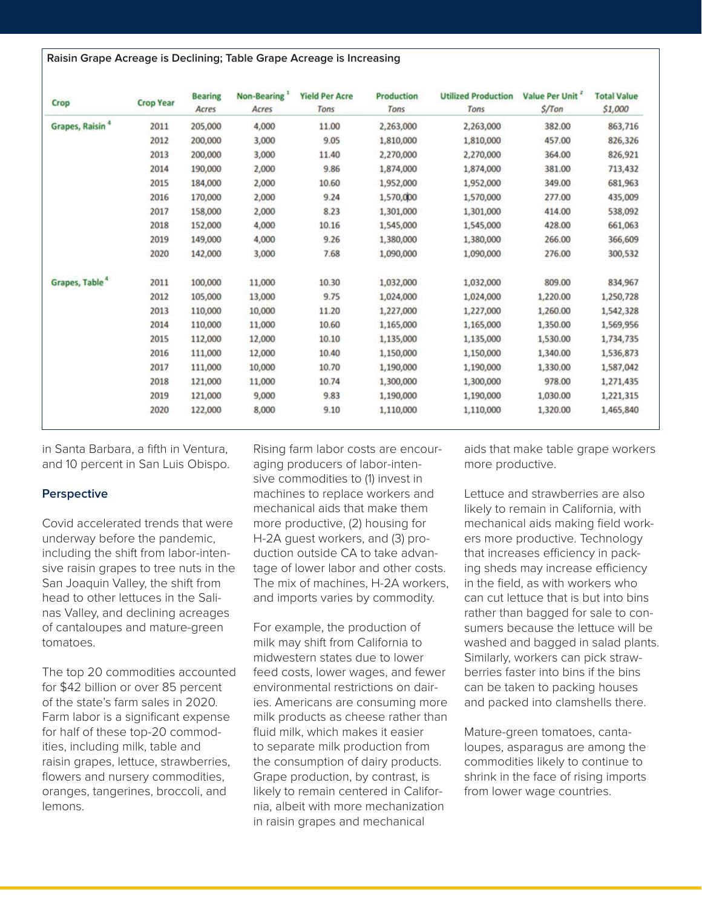**Raisin Grape Acreage is Declining; Table Grape Acreage is Increasing**

| Crop | Crop Year | Bearing Acres | Non-Bearing [1] Acres | Yield Per Acre Tons | Production Tons | Utilized Production Tons | Value Per Unit [2] $/Ton | Total Value $1,000 |
|---|---|---|---|---|---|---|---|---|
| Grapes, Raisin [4] | 2011 | 205,000 | 4,000 | 11.00 | 2,263,000 | 2,263,000 | 382.00 | 863,716 |
| | 2012 | 200,000 | 3,000 | 9.05 | 1,810,000 | 1,810,000 | 457.00 | 826,326 |
| | 2013 | 200,000 | 3,000 | 11.40 | 2,270,000 | 2,270,000 | 364.00 | 826,921 |
| | 2014 | 190,000 | 2,000 | 9.86 | 1,874,000 | 1,874,000 | 381.00 | 713,432 |
| | 2015 | 184,000 | 2,000 | 10.60 | 1,952,000 | 1,952,000 | 349.00 | 681,963 |
| | 2016 | 170,000 | 2,000 | 9.24 | 1,570,000 | 1,570,000 | 277.00 | 435,009 |
| | 2017 | 158,000 | 2,000 | 8.23 | 1,301,000 | 1,301,000 | 414.00 | 538,092 |
| | 2018 | 152,000 | 4,000 | 10.16 | 1,545,000 | 1,545,000 | 428.00 | 661,063 |
| | 2019 | 149,000 | 4,000 | 9.26 | 1,380,000 | 1,380,000 | 266.00 | 366,609 |
| | 2020 | 142,000 | 3,000 | 7.68 | 1,090,000 | 1,090,000 | 276.00 | 300,532 |
| Grapes, Table [4] | 2011 | 100,000 | 11,000 | 10.30 | 1,032,000 | 1,032,000 | 809.00 | 834,967 |
| | 2012 | 105,000 | 13,000 | 9.75 | 1,024,000 | 1,024,000 | 1,220.00 | 1,250,728 |
| | 2013 | 110,000 | 10,000 | 11.20 | 1,227,000 | 1,227,000 | 1,260.00 | 1,542,328 |
| | 2014 | 110,000 | 11,000 | 10.60 | 1,165,000 | 1,165,000 | 1,350.00 | 1,569,956 |
| | 2015 | 112,000 | 12,000 | 10.10 | 1,135,000 | 1,135,000 | 1,530.00 | 1,734,735 |
| | 2016 | 111,000 | 12,000 | 10.40 | 1,150,000 | 1,150,000 | 1,340.00 | 1,536,873 |
| | 2017 | 111,000 | 10,000 | 10.70 | 1,190,000 | 1,190,000 | 1,330.00 | 1,587,042 |
| | 2018 | 121,000 | 11,000 | 10.74 | 1,300,000 | 1,300,000 | 978.00 | 1,271,435 |
| | 2019 | 121,000 | 9,000 | 9.83 | 1,190,000 | 1,190,000 | 1,030.00 | 1,221,315 |
| | 2020 | 122,000 | 8,000 | 9.10 | 1,110,000 | 1,110,000 | 1,320.00 | 1,465,840 |

in Santa Barbara, a fifth in Ventura, and 10 percent in San Luis Obispo.

### Perspective

Covid accelerated trends that were underway before the pandemic, including the shift from labor-intensive raisin grapes to tree nuts in the San Joaquin Valley, the shift from head to other lettuces in the Salinas Valley, and declining acreages of cantaloupes and mature-green tomatoes.

The top 20 commodities accounted for $42 billion or over 85 percent of the state's farm sales in 2020. Farm labor is a significant expense for half of these top-20 commodities, including milk, table and raisin grapes, lettuce, strawberries, flowers and nursery commodities, oranges, tangerines, broccoli, and lemons.

Rising farm labor costs are encouraging producers of labor-intensive commodities to (1) invest in machines to replace workers and mechanical aids that make them more productive, (2) housing for H-2A guest workers, and (3) production outside CA to take advantage of lower labor and other costs. The mix of machines, H-2A workers, and imports varies by commodity.

For example, the production of milk may shift from California to midwestern states due to lower feed costs, lower wages, and fewer environmental restrictions on dairies. Americans are consuming more milk products as cheese rather than fluid milk, which makes it easier to separate milk production from the consumption of dairy products. Grape production, by contrast, is likely to remain centered in California, albeit with more mechanization in raisin grapes and mechanical aids that make table grape workers more productive.

Lettuce and strawberries are also likely to remain in California, with mechanical aids making field workers more productive. Technology that increases efficiency in packing sheds may increase efficiency in the field, as with workers who can cut lettuce that is but into bins rather than bagged for sale to consumers because the lettuce will be washed and bagged in salad plants. Similarly, workers can pick strawberries faster into bins if the bins can be taken to packing houses and packed into clamshells there.

Mature-green tomatoes, cantaloupes, asparagus are among the commodities likely to continue to shrink in the face of rising imports from lower wage countries.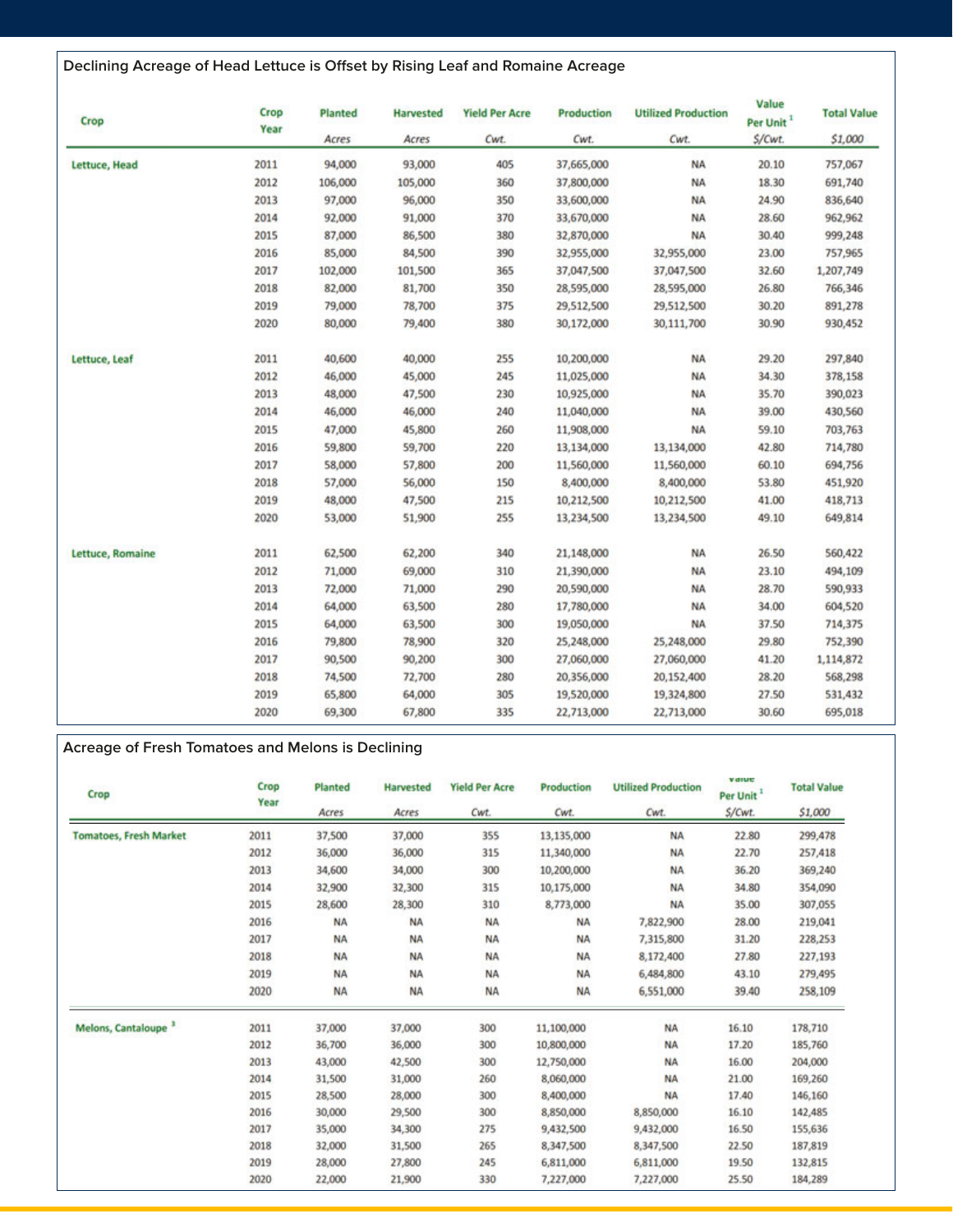## Declining Acreage of Head Lettuce is Offset by Rising Leaf and Romaine Acreage

| Crop | Crop Year | Planted | Harvested | Yield Per Acre | Production | Utilized Production | Value Per Unit [1] | Total Value |
|---|---|---|---|---|---|---|---|---|
| | | Acres | Acres | Cwt. | Cwt. | Cwt. | $/Cwt. | $1,000 |
| Lettuce, Head | 2011 | 94,000 | 93,000 | 405 | 37,665,000 | NA | 20.10 | 757,067 |
| | 2012 | 106,000 | 105,000 | 360 | 37,800,000 | NA | 18.30 | 691,740 |
| | 2013 | 97,000 | 96,000 | 350 | 33,600,000 | NA | 24.90 | 836,640 |
| | 2014 | 92,000 | 91,000 | 370 | 33,670,000 | NA | 28.60 | 962,962 |
| | 2015 | 87,000 | 86,500 | 380 | 32,870,000 | NA | 30.40 | 999,248 |
| | 2016 | 85,000 | 84,500 | 390 | 32,955,000 | 32,955,000 | 23.00 | 757,965 |
| | 2017 | 102,000 | 101,500 | 365 | 37,047,500 | 37,047,500 | 32.60 | 1,207,749 |
| | 2018 | 82,000 | 81,700 | 350 | 28,595,000 | 28,595,000 | 26.80 | 766,346 |
| | 2019 | 79,000 | 78,700 | 375 | 29,512,500 | 29,512,500 | 30.20 | 891,278 |
| | 2020 | 80,000 | 79,400 | 380 | 30,172,000 | 30,111,700 | 30.90 | 930,452 |
| Lettuce, Leaf | 2011 | 40,600 | 40,000 | 255 | 10,200,000 | NA | 29.20 | 297,840 |
| | 2012 | 46,000 | 45,000 | 245 | 11,025,000 | NA | 34.30 | 378,158 |
| | 2013 | 48,000 | 47,500 | 230 | 10,925,000 | NA | 35.70 | 390,023 |
| | 2014 | 46,000 | 46,000 | 240 | 11,040,000 | NA | 39.00 | 430,560 |
| | 2015 | 47,000 | 45,800 | 260 | 11,908,000 | NA | 59.10 | 703,763 |
| | 2016 | 59,800 | 59,700 | 220 | 13,134,000 | 13,134,000 | 42.80 | 714,780 |
| | 2017 | 58,000 | 57,800 | 200 | 11,560,000 | 11,560,000 | 60.10 | 694,756 |
| | 2018 | 57,000 | 56,000 | 150 | 8,400,000 | 8,400,000 | 53.80 | 451,920 |
| | 2019 | 48,000 | 47,500 | 215 | 10,212,500 | 10,212,500 | 41.00 | 418,713 |
| | 2020 | 53,000 | 51,900 | 255 | 13,234,500 | 13,234,500 | 49.10 | 649,814 |
| Lettuce, Romaine | 2011 | 62,500 | 62,200 | 340 | 21,148,000 | NA | 26.50 | 560,422 |
| | 2012 | 71,000 | 69,000 | 310 | 21,390,000 | NA | 23.10 | 494,109 |
| | 2013 | 72,000 | 71,000 | 290 | 20,590,000 | NA | 28.70 | 590,933 |
| | 2014 | 64,000 | 63,500 | 280 | 17,780,000 | NA | 34.00 | 604,520 |
| | 2015 | 64,000 | 63,500 | 300 | 19,050,000 | NA | 37.50 | 714,375 |
| | 2016 | 79,800 | 78,900 | 320 | 25,248,000 | 25,248,000 | 29.80 | 752,390 |
| | 2017 | 90,500 | 90,200 | 300 | 27,060,000 | 27,060,000 | 41.20 | 1,114,872 |
| | 2018 | 74,500 | 72,700 | 280 | 20,356,000 | 20,152,400 | 28.20 | 568,298 |
| | 2019 | 65,800 | 64,000 | 305 | 19,520,000 | 19,324,800 | 27.50 | 531,432 |
| | 2020 | 69,300 | 67,800 | 335 | 22,713,000 | 22,713,000 | 30.60 | 695,018 |

## Acreage of Fresh Tomatoes and Melons is Declining

| Crop | Crop Year | Planted | Harvested | Yield Per Acre | Production | Utilized Production | Value Per Unit [1] | Total Value |
|---|---|---|---|---|---|---|---|---|
| | | Acres | Acres | Cwt. | Cwt. | Cwt. | $/Cwt. | $1,000 |
| Tomatoes, Fresh Market | 2011 | 37,500 | 37,000 | 355 | 13,135,000 | NA | 22.80 | 299,478 |
| | 2012 | 36,000 | 36,000 | 315 | 11,340,000 | NA | 22.70 | 257,418 |
| | 2013 | 34,600 | 34,000 | 300 | 10,200,000 | NA | 36.20 | 369,240 |
| | 2014 | 32,900 | 32,300 | 315 | 10,175,000 | NA | 34.80 | 354,090 |
| | 2015 | 28,600 | 28,300 | 310 | 8,773,000 | NA | 35.00 | 307,055 |
| | 2016 | NA | NA | NA | NA | 7,822,900 | 28.00 | 219,041 |
| | 2017 | NA | NA | NA | NA | 7,315,800 | 31.20 | 228,253 |
| | 2018 | NA | NA | NA | NA | 8,172,400 | 27.80 | 227,193 |
| | 2019 | NA | NA | NA | NA | 6,484,800 | 43.10 | 279,495 |
| | 2020 | NA | NA | NA | NA | 6,551,000 | 39.40 | 258,109 |
| Melons, Cantaloupe [3] | 2011 | 37,000 | 37,000 | 300 | 11,100,000 | NA | 16.10 | 178,710 |
| | 2012 | 36,700 | 36,000 | 300 | 10,800,000 | NA | 17.20 | 185,760 |
| | 2013 | 43,000 | 42,500 | 300 | 12,750,000 | NA | 16.00 | 204,000 |
| | 2014 | 31,500 | 31,000 | 260 | 8,060,000 | NA | 21.00 | 169,260 |
| | 2015 | 28,500 | 28,000 | 300 | 8,400,000 | NA | 17.40 | 146,160 |
| | 2016 | 30,000 | 29,500 | 300 | 8,850,000 | 8,850,000 | 16.10 | 142,485 |
| | 2017 | 35,000 | 34,300 | 275 | 9,432,500 | 9,432,000 | 16.50 | 155,636 |
| | 2018 | 32,000 | 31,500 | 265 | 8,347,500 | 8,347,500 | 22.50 | 187,819 |
| | 2019 | 28,000 | 27,800 | 245 | 6,811,000 | 6,811,000 | 19.50 | 132,815 |
| | 2020 | 22,000 | 21,900 | 330 | 7,227,000 | 7,227,000 | 25.50 | 184,289 |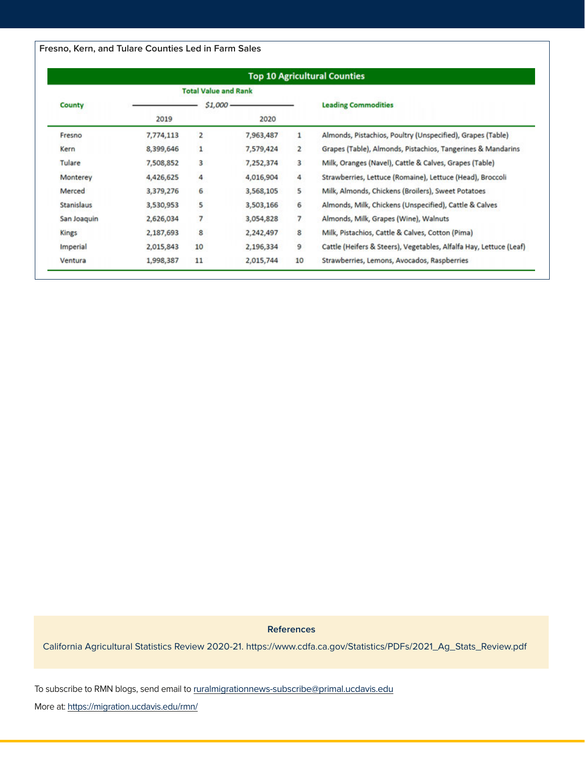Fresno, Kern, and Tulare Counties Led in Farm Sales

| Top 10 Agricultural Counties | | | | | |
|---|---|---|---|---|---|
| | Total Value and Rank | | | | |
| County | $1,000 | | | | Leading Commodities |
| | 2019 | | 2020 | | |
| Fresno | 7,774,113 | 2 | 7,963,487 | 1 | Almonds, Pistachios, Poultry (Unspecified), Grapes (Table) |
| Kern | 8,399,646 | 1 | 7,579,424 | 2 | Grapes (Table), Almonds, Pistachios, Tangerines & Mandarins |
| Tulare | 7,508,852 | 3 | 7,252,374 | 3 | Milk, Oranges (Navel), Cattle & Calves, Grapes (Table) |
| Monterey | 4,426,625 | 4 | 4,016,904 | 4 | Strawberries, Lettuce (Romaine), Lettuce (Head), Broccoli |
| Merced | 3,379,276 | 6 | 3,568,105 | 5 | Milk, Almonds, Chickens (Broilers), Sweet Potatoes |
| Stanislaus | 3,530,953 | 5 | 3,503,166 | 6 | Almonds, Milk, Chickens (Unspecified), Cattle & Calves |
| San Joaquin | 2,626,034 | 7 | 3,054,828 | 7 | Almonds, Milk, Grapes (Wine), Walnuts |
| Kings | 2,187,693 | 8 | 2,242,497 | 8 | Milk, Pistachios, Cattle & Calves, Cotton (Pima) |
| Imperial | 2,015,843 | 10 | 2,196,334 | 9 | Cattle (Heifers & Steers), Vegetables, Alfalfa Hay, Lettuce (Leaf) |
| Ventura | 1,998,387 | 11 | 2,015,744 | 10 | Strawberries, Lemons, Avocados, Raspberries |

## References

California Agricultural Statistics Review 2020-21. https://www.cdfa.ca.gov/Statistics/PDFs/2021_Ag_Stats_Review.pdf

To subscribe to RMN blogs, send email to ruralmigrationnews-subscribe@primal.ucdavis.edu

More at: https://migration.ucdavis.edu/rmn/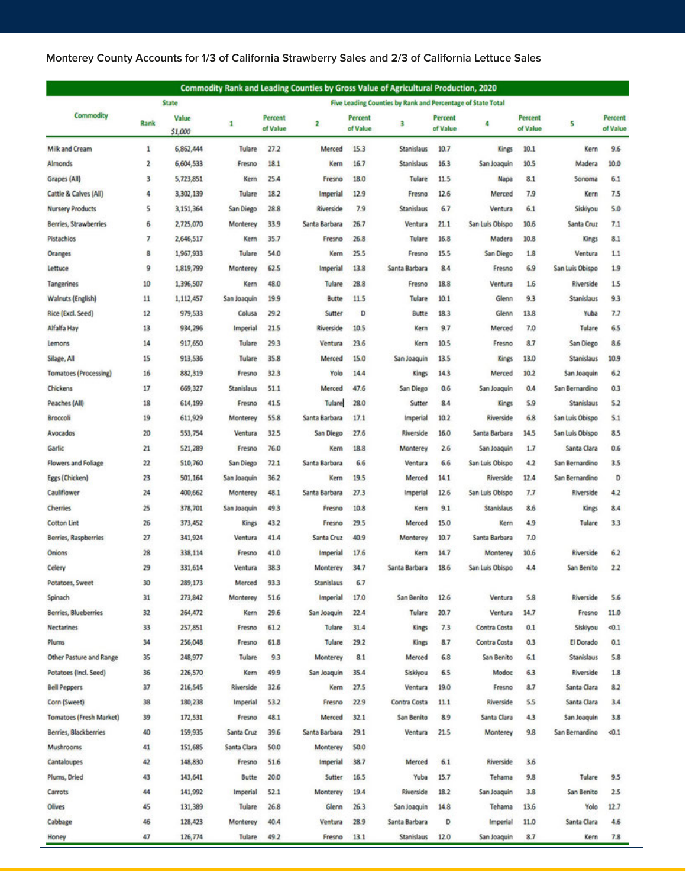Monterey County Accounts for 1/3 of California Strawberry Sales and 2/3 of California Lettuce Sales

| Commodity Rank and Leading Counties by Gross Value of Agricultural Production, 2020 | | | | | | | | | | | | |
|---|---|---|---|---|---|---|---|---|---|---|---|---|
| | State | | Five Leading Counties by Rank and Percentage of State Total | | | | | | | | | |
| Commodity | Rank | Value $1,000 | 1 | Percent of Value | 2 | Percent of Value | 3 | Percent of Value | 4 | Percent of Value | 5 | Percent of Value |
| Milk and Cream | 1 | 6,862,444 | Tulare | 27.2 | Merced | 15.3 | Stanislaus | 10.7 | Kings | 10.1 | Kern | 9.6 |
| Almonds | 2 | 6,604,533 | Fresno | 18.1 | Kern | 16.7 | Stanislaus | 16.3 | San Joaquin | 10.5 | Madera | 10.0 |
| Grapes (All) | 3 | 5,723,851 | Kern | 25.4 | Fresno | 18.0 | Tulare | 11.5 | Napa | 8.1 | Sonoma | 6.1 |
| Cattle & Calves (All) | 4 | 3,302,139 | Tulare | 18.2 | Imperial | 12.9 | Fresno | 12.6 | Merced | 7.9 | Kern | 7.5 |
| Nursery Products | 5 | 3,151,364 | San Diego | 28.8 | Riverside | 7.9 | Stanislaus | 6.7 | Ventura | 6.1 | Siskiyou | 5.0 |
| Berries, Strawberries | 6 | 2,725,070 | Monterey | 33.9 | Santa Barbara | 26.7 | Ventura | 21.1 | San Luis Obispo | 10.6 | Santa Cruz | 7.1 |
| Pistachios | 7 | 2,646,517 | Kern | 35.7 | Fresno | 26.8 | Tulare | 16.8 | Madera | 10.8 | Kings | 8.1 |
| Oranges | 8 | 1,967,933 | Tulare | 54.0 | Kern | 25.5 | Fresno | 15.5 | San Diego | 1.8 | Ventura | 1.1 |
| Lettuce | 9 | 1,819,799 | Monterey | 62.5 | Imperial | 13.8 | Santa Barbara | 8.4 | Fresno | 6.9 | San Luis Obispo | 1.9 |
| Tangerines | 10 | 1,396,507 | Kern | 48.0 | Tulare | 28.8 | Fresno | 18.8 | Ventura | 1.6 | Riverside | 1.5 |
| Walnuts (English) | 11 | 1,112,457 | San Joaquin | 19.9 | Butte | 11.5 | Tulare | 10.1 | Glenn | 9.3 | Stanislaus | 9.3 |
| Rice (Excl. Seed) | 12 | 979,533 | Colusa | 29.2 | Sutter | D | Butte | 18.3 | Glenn | 13.8 | Yuba | 7.7 |
| Alfalfa Hay | 13 | 934,296 | Imperial | 21.5 | Riverside | 10.5 | Kern | 9.7 | Merced | 7.0 | Tulare | 6.5 |
| Lemons | 14 | 917,650 | Tulare | 29.3 | Ventura | 23.6 | Kern | 10.5 | Fresno | 8.7 | San Diego | 8.6 |
| Silage, All | 15 | 913,536 | Tulare | 35.8 | Merced | 15.0 | San Joaquin | 13.5 | Kings | 13.0 | Stanislaus | 10.9 |
| Tomatoes (Processing) | 16 | 882,319 | Fresno | 32.3 | Yolo | 14.4 | Kings | 14.3 | Merced | 10.2 | San Joaquin | 6.2 |
| Chickens | 17 | 669,327 | Stanislaus | 51.1 | Merced | 47.6 | San Diego | 0.6 | San Joaquin | 0.4 | San Bernardino | 0.3 |
| Peaches (All) | 18 | 614,199 | Fresno | 41.5 | Tulare | 28.0 | Sutter | 8.4 | Kings | 5.9 | Stanislaus | 5.2 |
| Broccoli | 19 | 611,929 | Monterey | 55.8 | Santa Barbara | 17.1 | Imperial | 10.2 | Riverside | 6.8 | San Luis Obispo | 5.1 |
| Avocados | 20 | 553,754 | Ventura | 32.5 | San Diego | 27.6 | Riverside | 16.0 | Santa Barbara | 14.5 | San Luis Obispo | 8.5 |
| Garlic | 21 | 521,289 | Fresno | 76.0 | Kern | 18.8 | Monterey | 2.6 | San Joaquin | 1.7 | Santa Clara | 0.6 |
| Flowers and Foliage | 22 | 510,760 | San Diego | 72.1 | Santa Barbara | 6.6 | Ventura | 6.6 | San Luis Obispo | 4.2 | San Bernardino | 3.5 |
| Eggs (Chicken) | 23 | 501,164 | San Joaquin | 36.2 | Kern | 19.5 | Merced | 14.1 | Riverside | 12.4 | San Bernardino | D |
| Cauliflower | 24 | 400,662 | Monterey | 48.1 | Santa Barbara | 27.3 | Imperial | 12.6 | San Luis Obispo | 7.7 | Riverside | 4.2 |
| Cherries | 25 | 378,701 | San Joaquin | 49.3 | Fresno | 10.8 | Kern | 9.1 | Stanislaus | 8.6 | Kings | 8.4 |
| Cotton Lint | 26 | 373,452 | Kings | 43.2 | Fresno | 29.5 | Merced | 15.0 | Kern | 4.9 | Tulare | 3.3 |
| Berries, Raspberries | 27 | 341,924 | Ventura | 41.4 | Santa Cruz | 40.9 | Monterey | 10.7 | Santa Barbara | 7.0 | | |
| Onions | 28 | 338,114 | Fresno | 41.0 | Imperial | 17.6 | Kern | 14.7 | Monterey | 10.6 | Riverside | 6.2 |
| Celery | 29 | 331,614 | Ventura | 38.3 | Monterey | 34.7 | Santa Barbara | 18.6 | San Luis Obispo | 4.4 | San Benito | 2.2 |
| Potatoes, Sweet | 30 | 289,173 | Merced | 93.3 | Stanislaus | 6.7 | | | | | | |
| Spinach | 31 | 273,842 | Monterey | 51.6 | Imperial | 17.0 | San Benito | 12.6 | Ventura | 5.8 | Riverside | 5.6 |
| Berries, Blueberries | 32 | 264,472 | Kern | 29.6 | San Joaquin | 22.4 | Tulare | 20.7 | Ventura | 14.7 | Fresno | 11.0 |
| Nectarines | 33 | 257,851 | Fresno | 61.2 | Tulare | 31.4 | Kings | 7.3 | Contra Costa | 0.1 | Siskiyou | <0.1 |
| Plums | 34 | 256,048 | Fresno | 61.8 | Tulare | 29.2 | Kings | 8.7 | Contra Costa | 0.3 | El Dorado | 0.1 |
| Other Pasture and Range | 35 | 248,977 | Tulare | 9.3 | Monterey | 8.1 | Merced | 6.8 | San Benito | 6.1 | Stanislaus | 5.8 |
| Potatoes (Incl. Seed) | 36 | 226,570 | Kern | 49.9 | San Joaquin | 35.4 | Siskiyou | 6.5 | Modoc | 6.3 | Riverside | 1.8 |
| Bell Peppers | 37 | 216,545 | Riverside | 32.6 | Kern | 27.5 | Ventura | 19.0 | Fresno | 8.7 | Santa Clara | 8.2 |
| Corn (Sweet) | 38 | 180,238 | Imperial | 53.2 | Fresno | 22.9 | Contra Costa | 11.1 | Riverside | 5.5 | Santa Clara | 3.4 |
| Tomatoes (Fresh Market) | 39 | 172,531 | Fresno | 48.1 | Merced | 32.1 | San Benito | 8.9 | Santa Clara | 4.3 | San Joaquin | 3.8 |
| Berries, Blackberries | 40 | 159,935 | Santa Cruz | 39.6 | Santa Barbara | 29.1 | Ventura | 21.5 | Monterey | 9.8 | San Bernardino | <0.1 |
| Mushrooms | 41 | 151,685 | Santa Clara | 50.0 | Monterey | 50.0 | | | | | | |
| Cantaloupes | 42 | 148,830 | Fresno | 51.6 | Imperial | 38.7 | Merced | 6.1 | Riverside | 3.6 | | |
| Plums, Dried | 43 | 143,641 | Butte | 20.0 | Sutter | 16.5 | Yuba | 15.7 | Tehama | 9.8 | Tulare | 9.5 |
| Carrots | 44 | 141,992 | Imperial | 52.1 | Monterey | 19.4 | Riverside | 18.2 | San Joaquin | 3.8 | San Benito | 2.5 |
| Olives | 45 | 131,389 | Tulare | 26.8 | Glenn | 26.3 | San Joaquin | 14.8 | Tehama | 13.6 | Yolo | 12.7 |
| Cabbage | 46 | 128,423 | Monterey | 40.4 | Ventura | 28.9 | Santa Barbara | D | Imperial | 11.0 | Santa Clara | 4.6 |
| Honey | 47 | 126,774 | Tulare | 49.2 | Fresno | 13.1 | Stanislaus | 12.0 | San Joaquin | 8.7 | Kern | 7.8 |